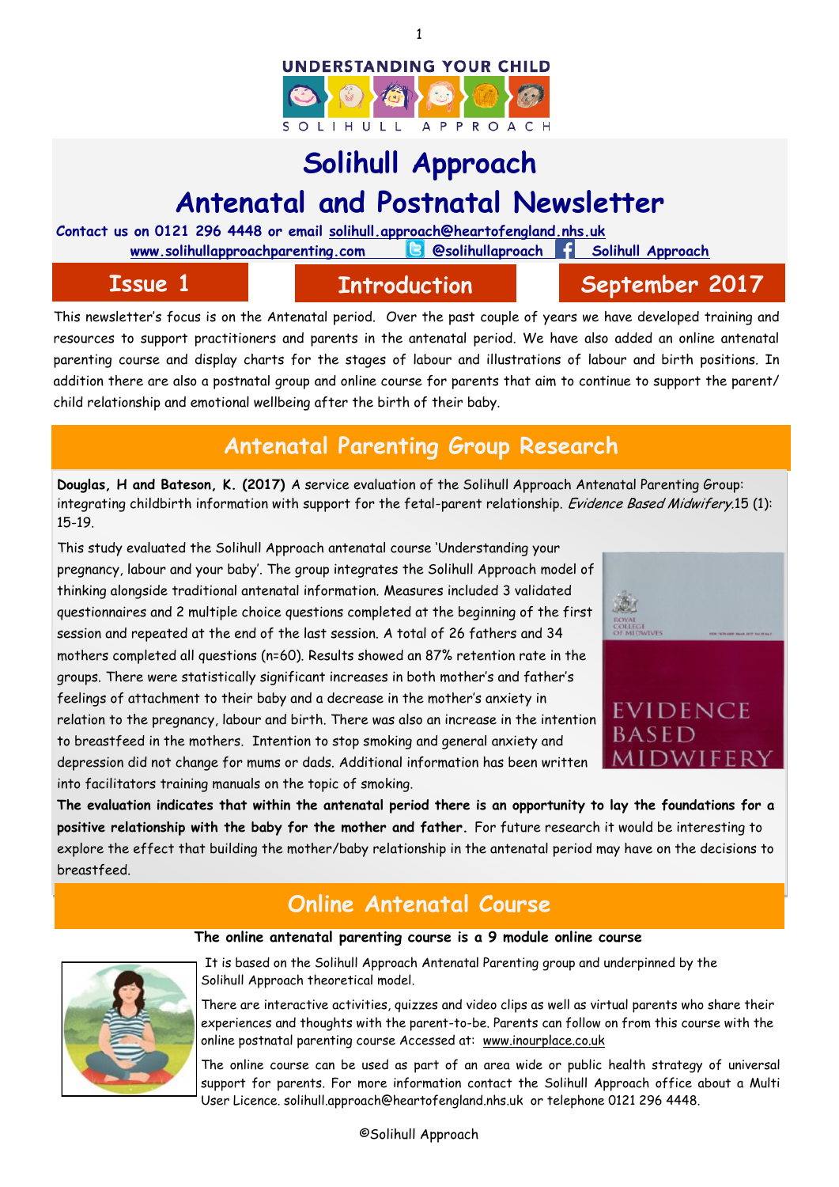UNDERSTANDING YOUR CHILD

SOLIHULL APPROACH

# Solihull Approach

# Antenatal and Postnatal Newsletter

**Contact us on 0121 296 4448 or email solihull.approach@heartofengland.nhs.uk**

**www.solihullapproachparenting.com** **@solihullapproach** **Solihull Approach**

**Issue 1** | **Introduction** | **September 2017**

This newsletter's focus is on the Antenatal period. Over the past couple of years we have developed training and resources to support practitioners and parents in the antenatal period. We have also added an online antenatal parenting course and display charts for the stages of labour and illustrations of labour and birth positions. In addition there are also a postnatal group and online course for parents that aim to continue to support the parent/child relationship and emotional wellbeing after the birth of their baby.

## Antenatal Parenting Group Research

**Douglas, H and Bateson, K. (2017)** A service evaluation of the Solihull Approach Antenatal Parenting Group: integrating childbirth information with support for the fetal-parent relationship. *Evidence Based Midwifery.*15 (1): 15-19.

This study evaluated the Solihull Approach antenatal course 'Understanding your pregnancy, labour and your baby'. The group integrates the Solihull Approach model of thinking alongside traditional antenatal information. Measures included 3 validated questionnaires and 2 multiple choice questions completed at the beginning of the first session and repeated at the end of the last session. A total of 26 fathers and 34 mothers completed all questions (n=60). Results showed an 87% retention rate in the groups. There were statistically significant increases in both mother's and father's feelings of attachment to their baby and a decrease in the mother's anxiety in relation to the pregnancy, labour and birth. There was also an increase in the intention to breastfeed in the mothers. Intention to stop smoking and general anxiety and depression did not change for mums or dads. Additional information has been written into facilitators training manuals on the topic of smoking.

**The evaluation indicates that within the antenatal period there is an opportunity to lay the foundations for a positive relationship with the baby for the mother and father.** For future research it would be interesting to explore the effect that building the mother/baby relationship in the antenatal period may have on the decisions to breastfeed.

## Online Antenatal Course

**The online antenatal parenting course is a 9 module online course**

It is based on the Solihull Approach Antenatal Parenting group and underpinned by the Solihull Approach theoretical model.

There are interactive activities, quizzes and video clips as well as virtual parents who share their experiences and thoughts with the parent-to-be. Parents can follow on from this course with the online postnatal parenting course Accessed at: www.inourplace.co.uk

The online course can be used as part of an area wide or public health strategy of universal support for parents. For more information contact the Solihull Approach office about a Multi User Licence. solihull.approach@heartofengland.nhs.uk or telephone 0121 296 4448.

©Solihull Approach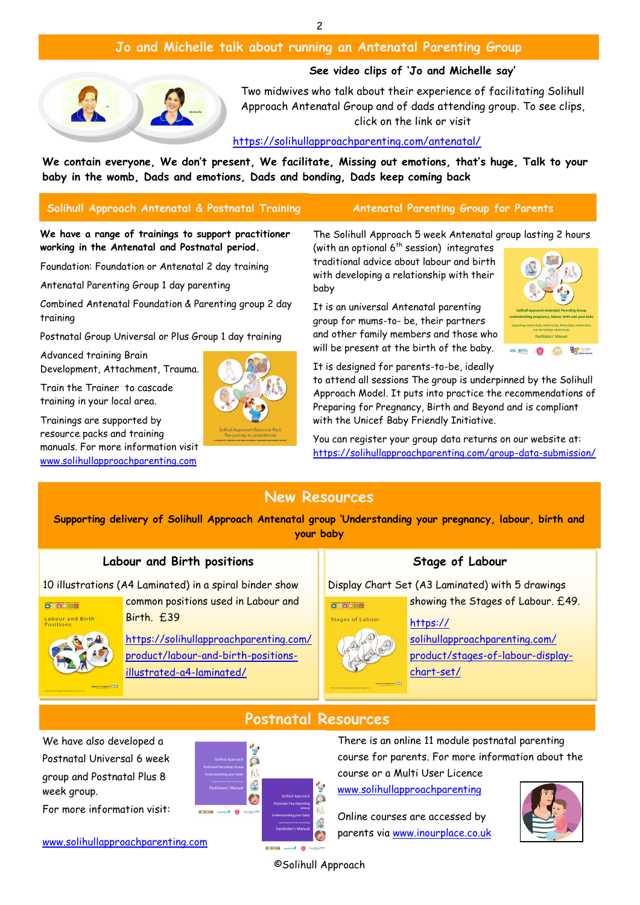## Jo and Michelle talk about running an Antenatal Parenting Group

**See video clips of 'Jo and Michelle say'**

Two midwives who talk about their experience of facilitating Solihull Approach Antenatal Group and of dads attending group. To see clips, click on the link or visit

https://solihullapproachparenting.com/antenatal/

**We contain everyone, We don't present, We facilitate, Missing out emotions, that's huge, Talk to your baby in the womb, Dads and emotions, Dads and bonding, Dads keep coming back**

## Solihull Approach Antenatal & Postnatal Training

**We have a range of trainings to support practitioner working in the Antenatal and Postnatal period.**

Foundation: Foundation or Antenatal 2 day training

Antenatal Parenting Group 1 day parenting

Combined Antenatal Foundation & Parenting group 2 day training

Postnatal Group Universal or Plus Group 1 day training

Advanced training Brain Development, Attachment, Trauma.

Train the Trainer to cascade training in your local area.

Trainings are supported by resource packs and training manuals. For more information visit www.solihullapproachparenting.com

## Antenatal Parenting Group for Parents

The Solihull Approach 5 week Antenatal group lasting 2 hours (with an optional 6th session) integrates traditional advice about labour and birth with developing a relationship with their baby

It is an universal Antenatal parenting group for mums-to- be, their partners and other family members and those who will be present at the birth of the baby.

It is designed for parents-to-be, ideally to attend all sessions The group is underpinned by the Solihull Approach Model. It puts into practice the recommendations of Preparing for Pregnancy, Birth and Beyond and is compliant with the Unicef Baby Friendly Initiative.

You can register your group data returns on our website at: https://solihullapproachparenting.com/group-data-submission/

## New Resources

**Supporting delivery of Solihull Approach Antenatal group 'Understanding your pregnancy, labour, birth and your baby**

### Labour and Birth positions

10 illustrations (A4 Laminated) in a spiral binder show common positions used in Labour and Birth. £39

https://solihullapproachparenting.com/product/labour-and-birth-positions-illustrated-a4-laminated/

### Stage of Labour

Display Chart Set (A3 Laminated) with 5 drawings showing the Stages of Labour. £49.

https://solihullapproachparenting.com/product/stages-of-labour-display-chart-set/

## Postnatal Resources

We have also developed a Postnatal Universal 6 week group and Postnatal Plus 8 week group.

For more information visit:

www.solihullapproachparenting.com

There is an online 11 module postnatal parenting course for parents. For more information about the course or a Multi User Licence www.solihullapproachparenting

Online courses are accessed by parents via www.inourplace.co.uk

©Solihull Approach